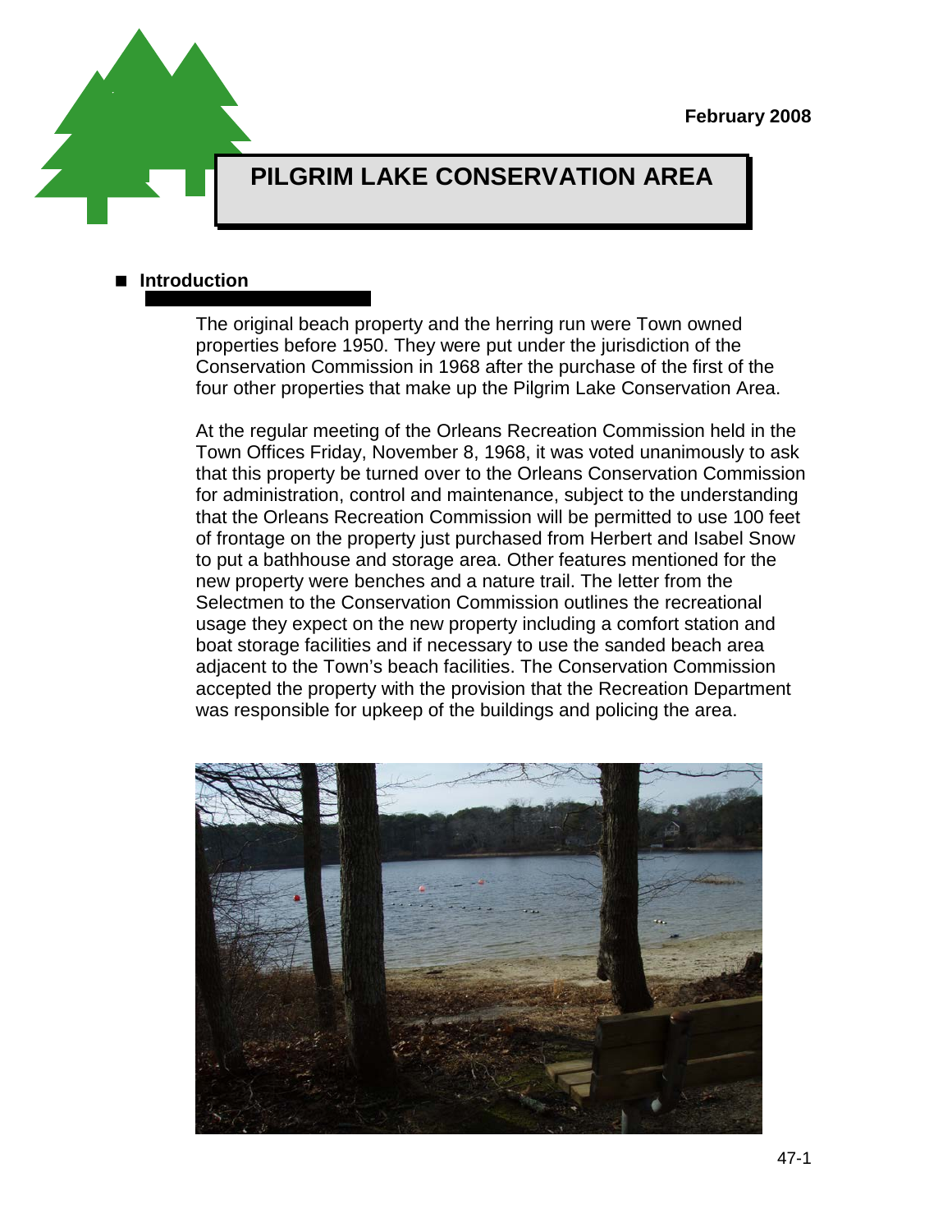February 2008

# PILGRIM LAKE CONSERVATION AREA

## Introduction

The original beach property and the herring run were Town owned properties before 1950. They were put under the jurisdiction of the Conservation Commission in 1968 after the purchase of the first of the four other properties that make up the Pilgrim Lake Conservation Area.

At the regular meeting of the Orleans Recreation Commission held in the Town Offices Friday, November 8, 1968, it was voted unanimously to ask that this property be turned over to the Orleans Conservation Commission for administration, control and maintenance, subject to the understanding that the Orleans Recreation Commission will be permitted to use 100 feet of frontage on the property just purchased from Herbert and Isabel Snow to put a bathhouse and storage area. Other features mentioned for the new property were benches and a nature trail. The letter from the Selectmen to the Conservation Commission outlines the recreational usage they expect on the new property including a comfort station and boat storage facilities and if necessary to use the sanded beach area adjacent to the Town's beach facilities. The Conservation Commission accepted the property with the provision that the Recreation Department was responsible for upkeep of the buildings and policing the area.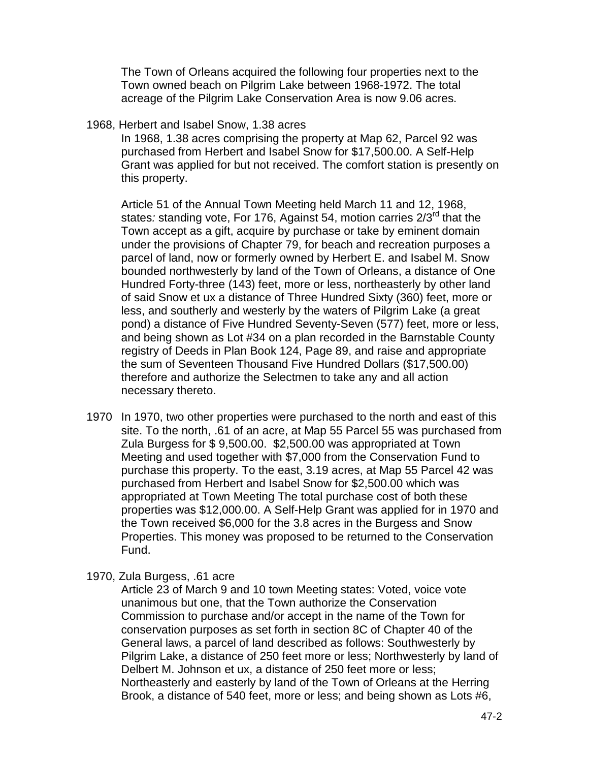The Town of Orleans acquired the following four properties next to the Town owned beach on Pilgrim Lake between 1968-1972. The total acreage of the Pilgrim Lake Conservation Area is now 9.06 acres.

1968, Herbert and Isabel Snow, 1.38 acres

In 1968, 1.38 acres comprising the property at Map 62, Parcel 92 was purchased from Herbert and Isabel Snow for $17,500.00. A Self-Help Grant was applied for but not received. The comfort station is presently on this property.

Article 51 of the Annual Town Meeting held March 11 and 12, 1968, states*:* standing vote, For 176, Against 54, motion carries 2/3rd that the Town accept as a gift, acquire by purchase or take by eminent domain under the provisions of Chapter 79, for beach and recreation purposes a parcel of land, now or formerly owned by Herbert E. and Isabel M. Snow bounded northwesterly by land of the Town of Orleans, a distance of One Hundred Forty-three (143) feet, more or less, northeasterly by other land of said Snow et ux a distance of Three Hundred Sixty (360) feet, more or less, and southerly and westerly by the waters of Pilgrim Lake (a great pond) a distance of Five Hundred Seventy-Seven (577) feet, more or less, and being shown as Lot #34 on a plan recorded in the Barnstable County registry of Deeds in Plan Book 124, Page 89, and raise and appropriate the sum of Seventeen Thousand Five Hundred Dollars ($17,500.00) therefore and authorize the Selectmen to take any and all action necessary thereto.

1970 In 1970, two other properties were purchased to the north and east of this site. To the north, .61 of an acre, at Map 55 Parcel 55 was purchased from Zula Burgess for $ 9,500.00. $2,500.00 was appropriated at Town Meeting and used together with $7,000 from the Conservation Fund to purchase this property. To the east, 3.19 acres, at Map 55 Parcel 42 was purchased from Herbert and Isabel Snow for $2,500.00 which was appropriated at Town Meeting The total purchase cost of both these properties was $12,000.00. A Self-Help Grant was applied for in 1970 and the Town received $6,000 for the 3.8 acres in the Burgess and Snow Properties. This money was proposed to be returned to the Conservation Fund.

1970, Zula Burgess, .61 acre

Article 23 of March 9 and 10 town Meeting states: Voted, voice vote unanimous but one, that the Town authorize the Conservation Commission to purchase and/or accept in the name of the Town for conservation purposes as set forth in section 8C of Chapter 40 of the General laws, a parcel of land described as follows: Southwesterly by Pilgrim Lake, a distance of 250 feet more or less; Northwesterly by land of Delbert M. Johnson et ux, a distance of 250 feet more or less; Northeasterly and easterly by land of the Town of Orleans at the Herring Brook, a distance of 540 feet, more or less; and being shown as Lots #6,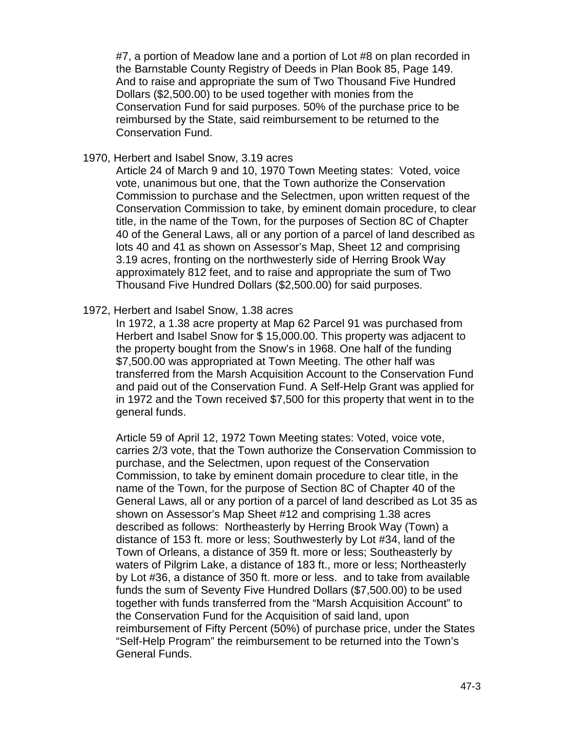#7, a portion of Meadow lane and a portion of Lot #8 on plan recorded in the Barnstable County Registry of Deeds in Plan Book 85, Page 149. And to raise and appropriate the sum of Two Thousand Five Hundred Dollars ($2,500.00) to be used together with monies from the Conservation Fund for said purposes. 50% of the purchase price to be reimbursed by the State, said reimbursement to be returned to the Conservation Fund.

1970, Herbert and Isabel Snow, 3.19 acres

Article 24 of March 9 and 10, 1970 Town Meeting states: Voted, voice vote, unanimous but one, that the Town authorize the Conservation Commission to purchase and the Selectmen, upon written request of the Conservation Commission to take, by eminent domain procedure, to clear title, in the name of the Town, for the purposes of Section 8C of Chapter 40 of the General Laws, all or any portion of a parcel of land described as lots 40 and 41 as shown on Assessor's Map, Sheet 12 and comprising 3.19 acres, fronting on the northwesterly side of Herring Brook Way approximately 812 feet, and to raise and appropriate the sum of Two Thousand Five Hundred Dollars ($2,500.00) for said purposes.

1972, Herbert and Isabel Snow, 1.38 acres

In 1972, a 1.38 acre property at Map 62 Parcel 91 was purchased from Herbert and Isabel Snow for $ 15,000.00. This property was adjacent to the property bought from the Snow's in 1968. One half of the funding $7,500.00 was appropriated at Town Meeting. The other half was transferred from the Marsh Acquisition Account to the Conservation Fund and paid out of the Conservation Fund. A Self-Help Grant was applied for in 1972 and the Town received $7,500 for this property that went in to the general funds.

Article 59 of April 12, 1972 Town Meeting states: Voted, voice vote, carries 2/3 vote, that the Town authorize the Conservation Commission to purchase, and the Selectmen, upon request of the Conservation Commission, to take by eminent domain procedure to clear title, in the name of the Town, for the purpose of Section 8C of Chapter 40 of the General Laws, all or any portion of a parcel of land described as Lot 35 as shown on Assessor's Map Sheet #12 and comprising 1.38 acres described as follows: Northeasterly by Herring Brook Way (Town) a distance of 153 ft. more or less; Southwesterly by Lot #34, land of the Town of Orleans, a distance of 359 ft. more or less; Southeasterly by waters of Pilgrim Lake, a distance of 183 ft., more or less; Northeasterly by Lot #36, a distance of 350 ft. more or less. and to take from available funds the sum of Seventy Five Hundred Dollars ($7,500.00) to be used together with funds transferred from the "Marsh Acquisition Account" to the Conservation Fund for the Acquisition of said land, upon reimbursement of Fifty Percent (50%) of purchase price, under the States "Self-Help Program" the reimbursement to be returned into the Town's General Funds.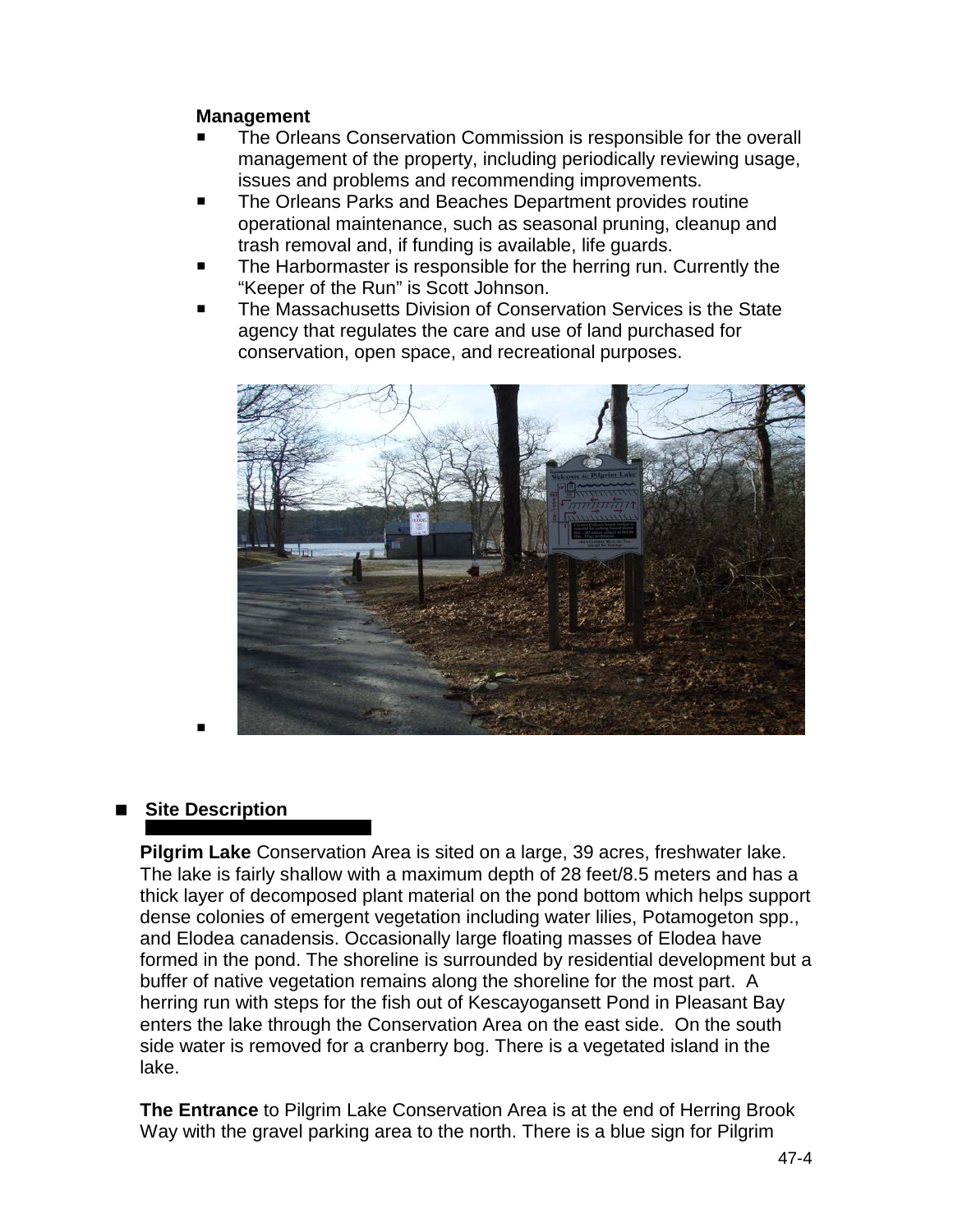### Management

- The Orleans Conservation Commission is responsible for the overall management of the property, including periodically reviewing usage, issues and problems and recommending improvements.
- The Orleans Parks and Beaches Department provides routine operational maintenance, such as seasonal pruning, cleanup and trash removal and, if funding is available, life guards.
- The Harbormaster is responsible for the herring run. Currently the "Keeper of the Run" is Scott Johnson.
- The Massachusetts Division of Conservation Services is the State agency that regulates the care and use of land purchased for conservation, open space, and recreational purposes.

## Site Description

**Pilgrim Lake** Conservation Area is sited on a large, 39 acres, freshwater lake. The lake is fairly shallow with a maximum depth of 28 feet/8.5 meters and has a thick layer of decomposed plant material on the pond bottom which helps support dense colonies of emergent vegetation including water lilies, Potamogeton spp., and Elodea canadensis. Occasionally large floating masses of Elodea have formed in the pond. The shoreline is surrounded by residential development but a buffer of native vegetation remains along the shoreline for the most part. A herring run with steps for the fish out of Kescayogansett Pond in Pleasant Bay enters the lake through the Conservation Area on the east side. On the south side water is removed for a cranberry bog. There is a vegetated island in the lake.

**The Entrance** to Pilgrim Lake Conservation Area is at the end of Herring Brook Way with the gravel parking area to the north. There is a blue sign for Pilgrim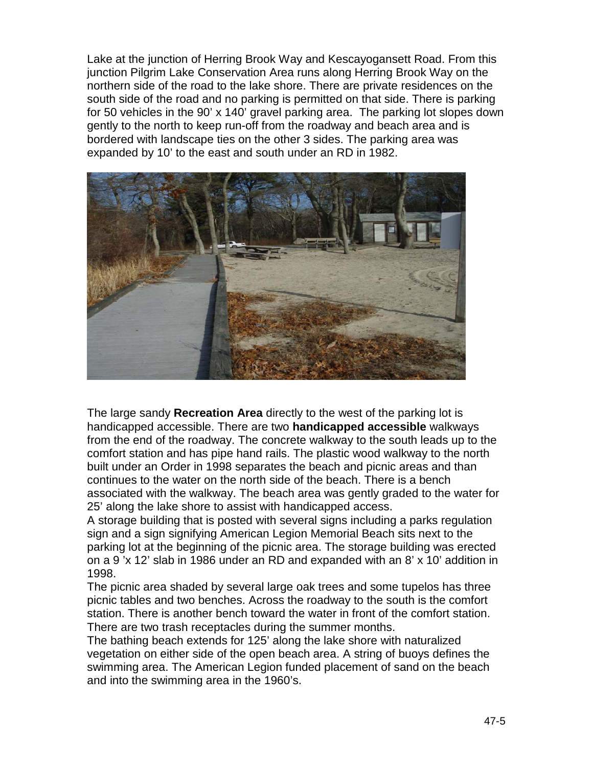Lake at the junction of Herring Brook Way and Kescayogansett Road. From this junction Pilgrim Lake Conservation Area runs along Herring Brook Way on the northern side of the road to the lake shore. There are private residences on the south side of the road and no parking is permitted on that side. There is parking for 50 vehicles in the 90' x 140' gravel parking area. The parking lot slopes down gently to the north to keep run-off from the roadway and beach area and is bordered with landscape ties on the other 3 sides. The parking area was expanded by 10' to the east and south under an RD in 1982.

The large sandy **Recreation Area** directly to the west of the parking lot is handicapped accessible. There are two **handicapped accessible** walkways from the end of the roadway. The concrete walkway to the south leads up to the comfort station and has pipe hand rails. The plastic wood walkway to the north built under an Order in 1998 separates the beach and picnic areas and than continues to the water on the north side of the beach. There is a bench associated with the walkway. The beach area was gently graded to the water for 25' along the lake shore to assist with handicapped access.

A storage building that is posted with several signs including a parks regulation sign and a sign signifying American Legion Memorial Beach sits next to the parking lot at the beginning of the picnic area. The storage building was erected on a 9 'x 12' slab in 1986 under an RD and expanded with an 8' x 10' addition in 1998.

The picnic area shaded by several large oak trees and some tupelos has three picnic tables and two benches. Across the roadway to the south is the comfort station. There is another bench toward the water in front of the comfort station. There are two trash receptacles during the summer months.

The bathing beach extends for 125' along the lake shore with naturalized vegetation on either side of the open beach area. A string of buoys defines the swimming area. The American Legion funded placement of sand on the beach and into the swimming area in the 1960's.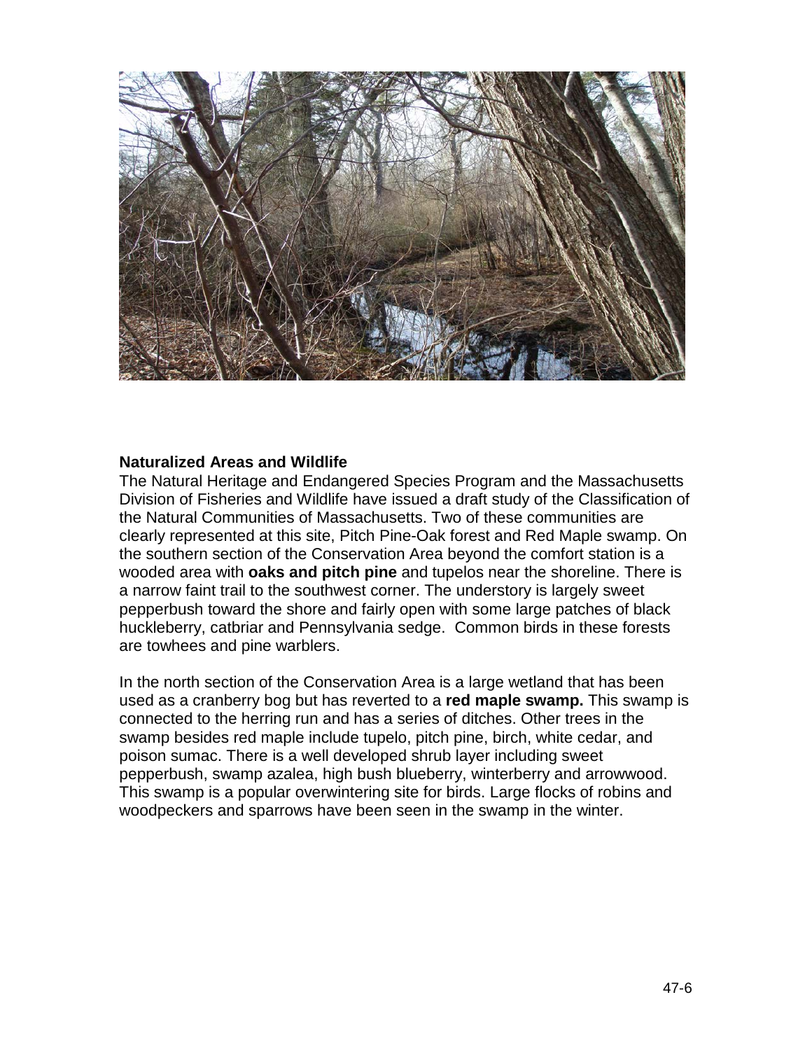**Naturalized Areas and Wildlife**

The Natural Heritage and Endangered Species Program and the Massachusetts Division of Fisheries and Wildlife have issued a draft study of the Classification of the Natural Communities of Massachusetts. Two of these communities are clearly represented at this site, Pitch Pine-Oak forest and Red Maple swamp. On the southern section of the Conservation Area beyond the comfort station is a wooded area with **oaks and pitch pine** and tupelos near the shoreline. There is a narrow faint trail to the southwest corner. The understory is largely sweet pepperbush toward the shore and fairly open with some large patches of black huckleberry, catbriar and Pennsylvania sedge. Common birds in these forests are towhees and pine warblers.

In the north section of the Conservation Area is a large wetland that has been used as a cranberry bog but has reverted to a **red maple swamp.** This swamp is connected to the herring run and has a series of ditches. Other trees in the swamp besides red maple include tupelo, pitch pine, birch, white cedar, and poison sumac. There is a well developed shrub layer including sweet pepperbush, swamp azalea, high bush blueberry, winterberry and arrowwood. This swamp is a popular overwintering site for birds. Large flocks of robins and woodpeckers and sparrows have been seen in the swamp in the winter.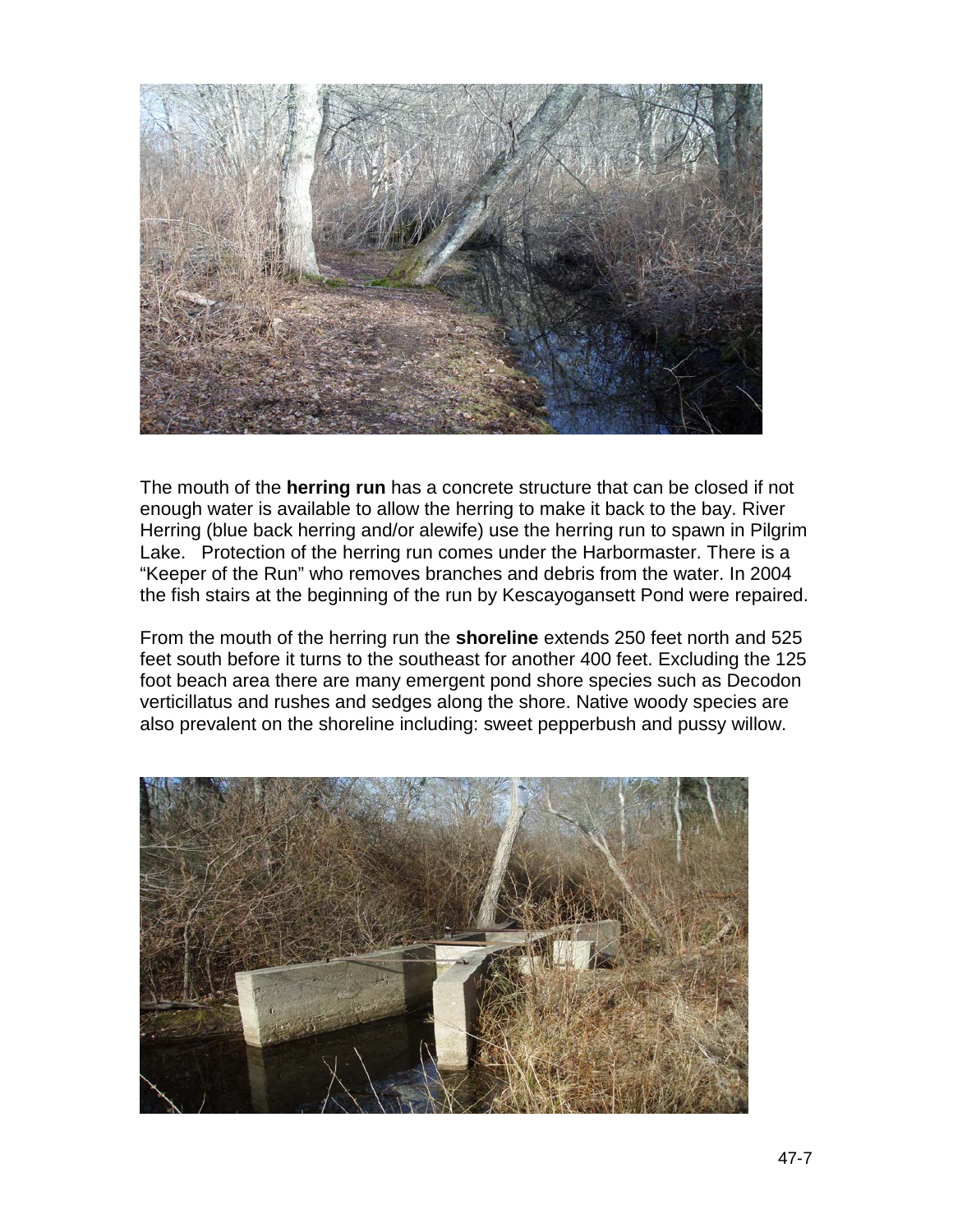The mouth of the **herring run** has a concrete structure that can be closed if not enough water is available to allow the herring to make it back to the bay. River Herring (blue back herring and/or alewife) use the herring run to spawn in Pilgrim Lake. Protection of the herring run comes under the Harbormaster. There is a "Keeper of the Run" who removes branches and debris from the water. In 2004 the fish stairs at the beginning of the run by Kescayogansett Pond were repaired.

From the mouth of the herring run the **shoreline** extends 250 feet north and 525 feet south before it turns to the southeast for another 400 feet. Excluding the 125 foot beach area there are many emergent pond shore species such as Decodon verticillatus and rushes and sedges along the shore. Native woody species are also prevalent on the shoreline including: sweet pepperbush and pussy willow.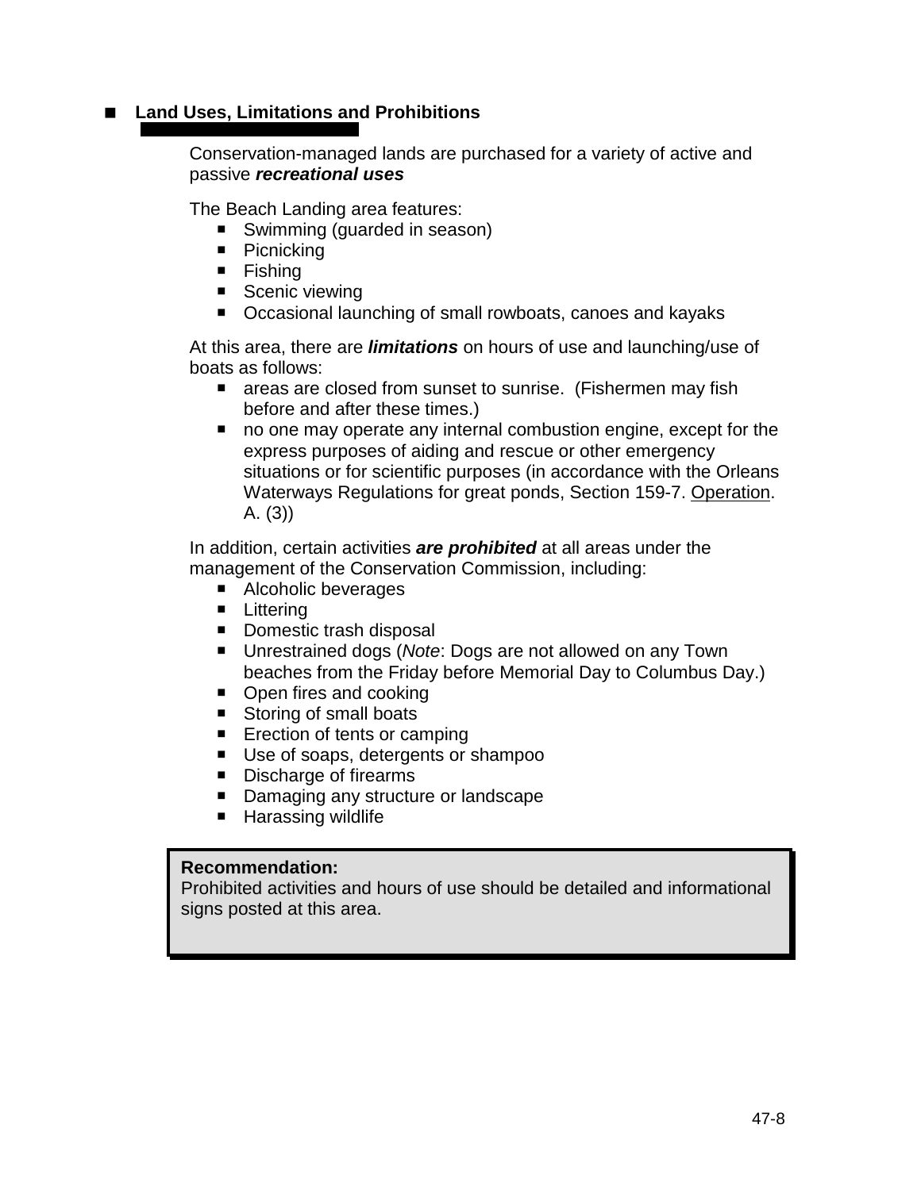## Land Uses, Limitations and Prohibitions

Conservation-managed lands are purchased for a variety of active and passive ***recreational uses***

The Beach Landing area features:

- Swimming (guarded in season)
- Picnicking
- Fishing
- Scenic viewing
- Occasional launching of small rowboats, canoes and kayaks

At this area, there are ***limitations*** on hours of use and launching/use of boats as follows:

- areas are closed from sunset to sunrise. (Fishermen may fish before and after these times.)
- no one may operate any internal combustion engine, except for the express purposes of aiding and rescue or other emergency situations or for scientific purposes (in accordance with the Orleans Waterways Regulations for great ponds, Section 159-7. Operation. A. (3))

In addition, certain activities ***are prohibited*** at all areas under the management of the Conservation Commission, including:

- Alcoholic beverages
- Littering
- Domestic trash disposal
- Unrestrained dogs (*Note*: Dogs are not allowed on any Town beaches from the Friday before Memorial Day to Columbus Day.)
- Open fires and cooking
- Storing of small boats
- Erection of tents or camping
- Use of soaps, detergents or shampoo
- Discharge of firearms
- Damaging any structure or landscape
- Harassing wildlife

**Recommendation:**
Prohibited activities and hours of use should be detailed and informational signs posted at this area.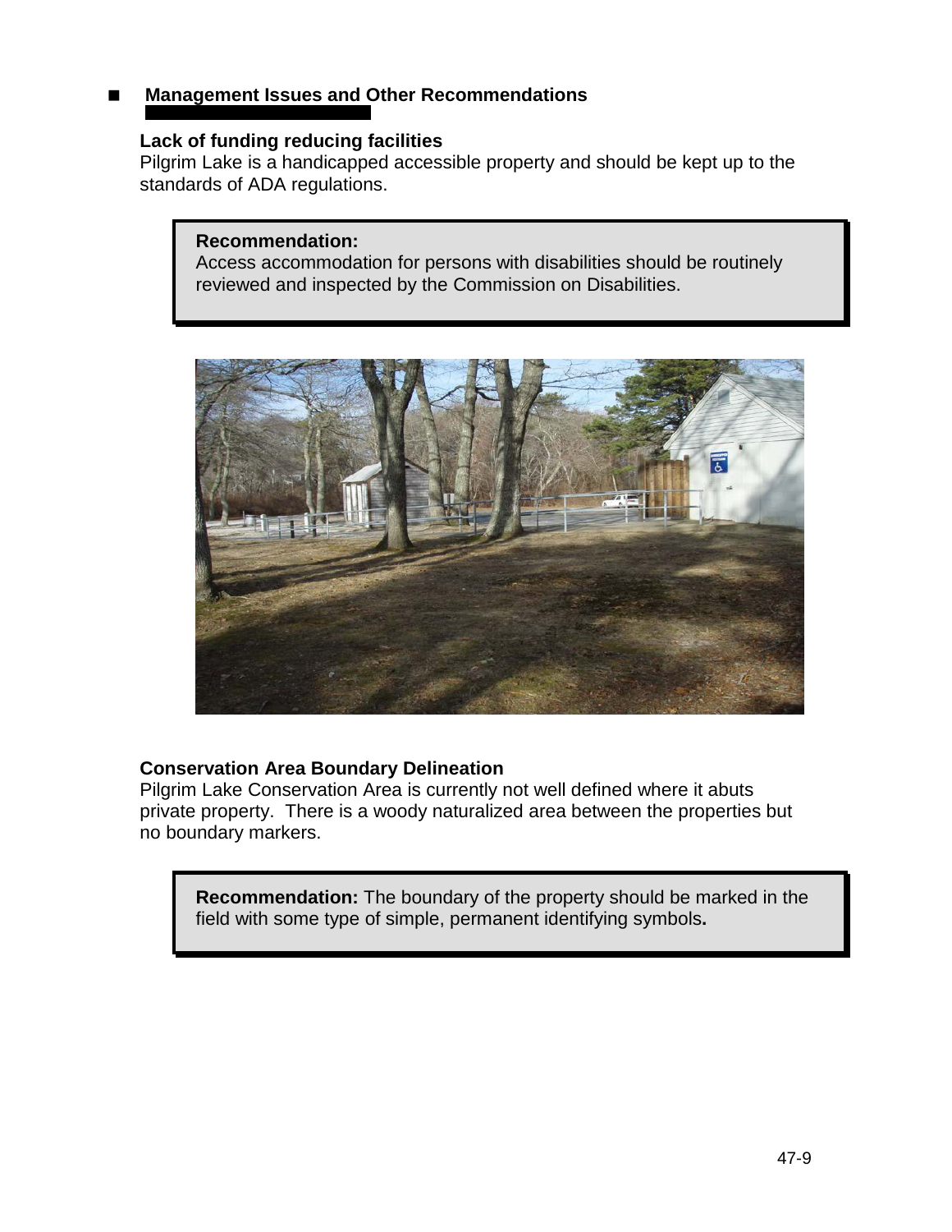## Management Issues and Other Recommendations

### Lack of funding reducing facilities

Pilgrim Lake is a handicapped accessible property and should be kept up to the standards of ADA regulations.

> **Recommendation:**
> Access accommodation for persons with disabilities should be routinely reviewed and inspected by the Commission on Disabilities.

### Conservation Area Boundary Delineation

Pilgrim Lake Conservation Area is currently not well defined where it abuts private property. There is a woody naturalized area between the properties but no boundary markers.

> **Recommendation:** The boundary of the property should be marked in the field with some type of simple, permanent identifying symbols**.**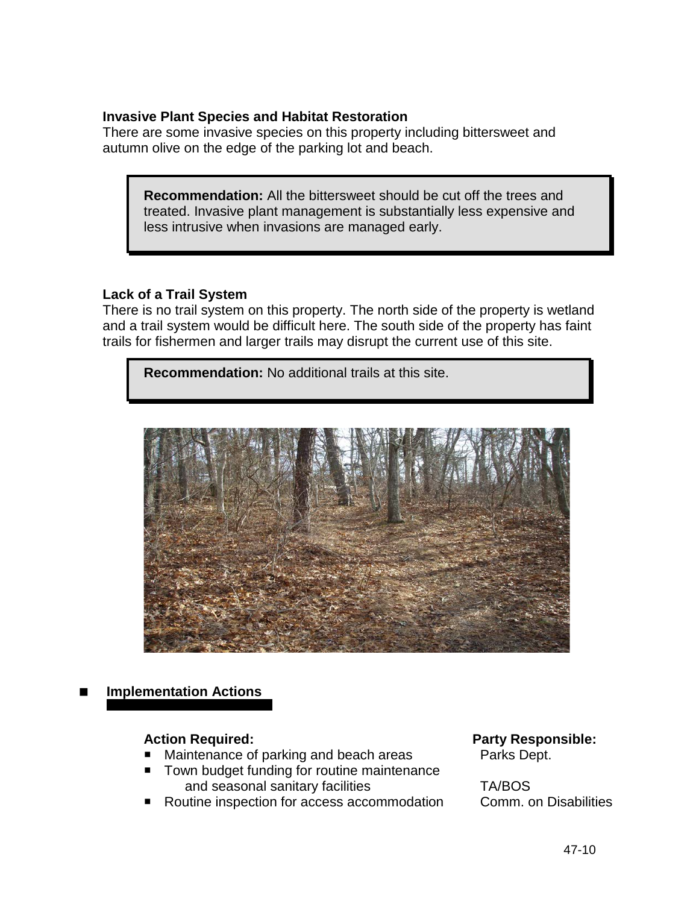### Invasive Plant Species and Habitat Restoration

There are some invasive species on this property including bittersweet and autumn olive on the edge of the parking lot and beach.

> **Recommendation:** All the bittersweet should be cut off the trees and treated. Invasive plant management is substantially less expensive and less intrusive when invasions are managed early.

### Lack of a Trail System

There is no trail system on this property. The north side of the property is wetland and a trail system would be difficult here. The south side of the property has faint trails for fishermen and larger trails may disrupt the current use of this site.

> **Recommendation:** No additional trails at this site.

## Implementation Actions

| Action Required: | Party Responsible: |
|---|---|
| Maintenance of parking and beach areas | Parks Dept. |
| Town budget funding for routine maintenance and seasonal sanitary facilities | TA/BOS |
| Routine inspection for access accommodation | Comm. on Disabilities |